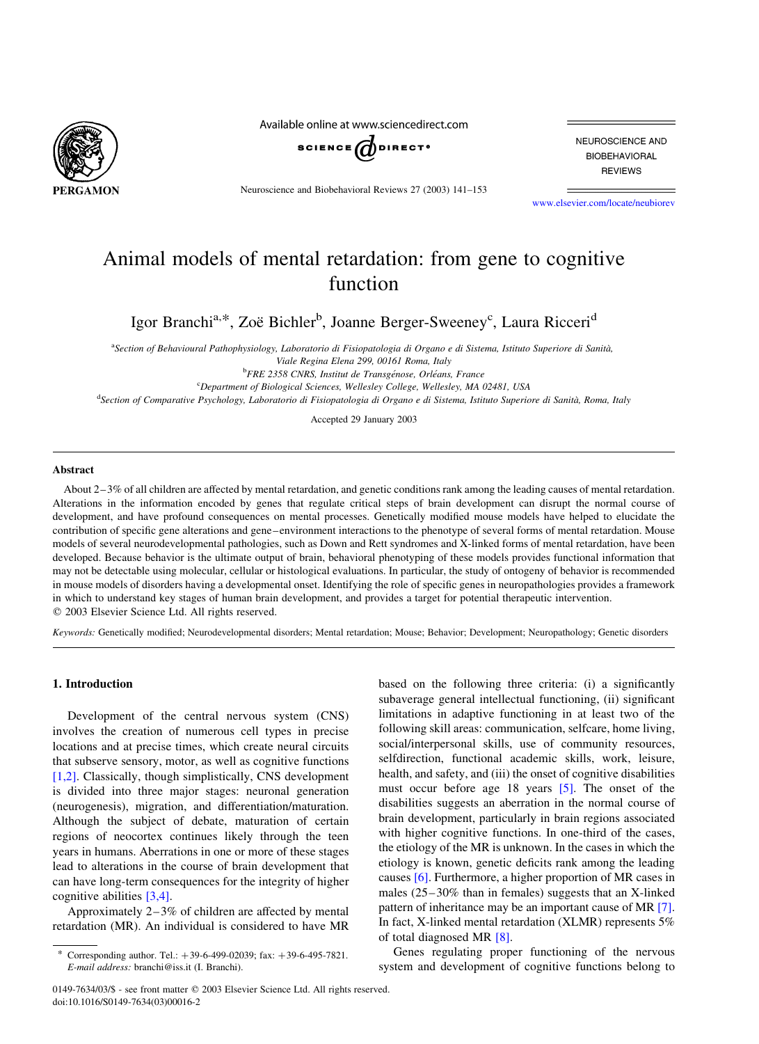# Animal models of mental retardation: from gene to cognitive function

Igor Branchi[a,*], Zoë Bichler[b], Joanne Berger-Sweeney[c], Laura Ricceri[d]

[a]Section of Behavioural Pathophysiology, Laboratorio di Fisiopatologia di Organo e di Sistema, Istituto Superiore di Sanità, Viale Regina Elena 299, 00161 Roma, Italy

[b]FRE 2358 CNRS, Institut de Transgénose, Orléans, France

[c]Department of Biological Sciences, Wellesley College, Wellesley, MA 02481, USA

[d]Section of Comparative Psychology, Laboratorio di Fisiopatologia di Organo e di Sistema, Istituto Superiore di Sanità, Roma, Italy

Accepted 29 January 2003

## Abstract

About 2–3% of all children are affected by mental retardation, and genetic conditions rank among the leading causes of mental retardation. Alterations in the information encoded by genes that regulate critical steps of brain development can disrupt the normal course of development, and have profound consequences on mental processes. Genetically modified mouse models have helped to elucidate the contribution of specific gene alterations and gene–environment interactions to the phenotype of several forms of mental retardation. Mouse models of several neurodevelopmental pathologies, such as Down and Rett syndromes and X-linked forms of mental retardation, have been developed. Because behavior is the ultimate output of brain, behavioral phenotyping of these models provides functional information that may not be detectable using molecular, cellular or histological evaluations. In particular, the study of ontogeny of behavior is recommended in mouse models of disorders having a developmental onset. Identifying the role of specific genes in neuropathologies provides a framework in which to understand key stages of human brain development, and provides a target for potential therapeutic intervention.

© 2003 Elsevier Science Ltd. All rights reserved.

*Keywords:* Genetically modified; Neurodevelopmental disorders; Mental retardation; Mouse; Behavior; Development; Neuropathology; Genetic disorders

## 1. Introduction

Development of the central nervous system (CNS) involves the creation of numerous cell types in precise locations and at precise times, which create neural circuits that subserve sensory, motor, as well as cognitive functions [1,2]. Classically, though simplistically, CNS development is divided into three major stages: neuronal generation (neurogenesis), migration, and differentiation/maturation. Although the subject of debate, maturation of certain regions of neocortex continues likely through the teen years in humans. Aberrations in one or more of these stages lead to alterations in the course of brain development that can have long-term consequences for the integrity of higher cognitive abilities [3,4].

Approximately 2–3% of children are affected by mental retardation (MR). An individual is considered to have MR based on the following three criteria: (i) a significantly subaverage general intellectual functioning, (ii) significant limitations in adaptive functioning in at least two of the following skill areas: communication, selfcare, home living, social/interpersonal skills, use of community resources, selfdirection, functional academic skills, work, leisure, health, and safety, and (iii) the onset of cognitive disabilities must occur before age 18 years [5]. The onset of the disabilities suggests an aberration in the normal course of brain development, particularly in brain regions associated with higher cognitive functions. In one-third of the cases, the etiology of the MR is unknown. In the cases in which the etiology is known, genetic deficits rank among the leading causes [6]. Furthermore, a higher proportion of MR cases in males (25–30% than in females) suggests that an X-linked pattern of inheritance may be an important cause of MR [7]. In fact, X-linked mental retardation (XLMR) represents 5% of total diagnosed MR [8].

Genes regulating proper functioning of the nervous system and development of cognitive functions belong to

---

* Corresponding author. Tel.: +39-6-499-02039; fax: +39-6-495-7821. *E-mail address:* branchi@iss.it (I. Branchi).

0149-7634/03/$ - see front matter © 2003 Elsevier Science Ltd. All rights reserved.
doi:10.1016/S0149-7634(03)00016-2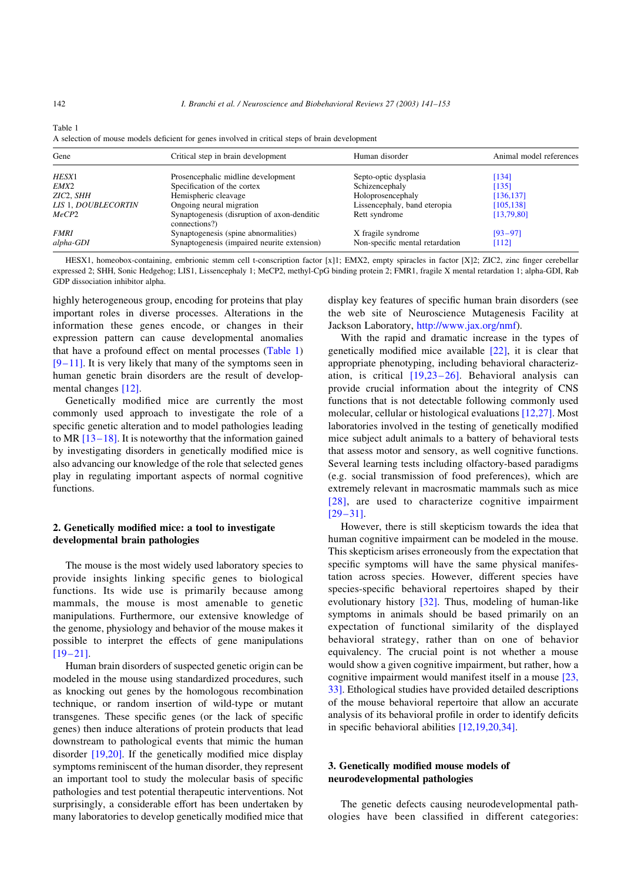Table 1
A selection of mouse models deficient for genes involved in critical steps of brain development

| Gene | Critical step in brain development | Human disorder | Animal model references |
|---|---|---|---|
| *HESX1* | Prosencephalic midline development | Septo-optic dysplasia | [134] |
| *EMX2* | Specification of the cortex | Schizencephaly | [135] |
| *ZIC2, SHH* | Hemispheric cleavage | Holoprosencephaly | [136,137] |
| *LIS 1, DOUBLECORTIN* | Ongoing neural migration | Lissencephaly, band eteropia | [105,138] |
| *MeCP2* | Synaptogenesis (disruption of axon-dendritic connections?) | Rett syndrome | [13,79,80] |
| *FMRI* | Synaptogenesis (spine abnormalities) | X fragile syndrome | [93–97] |
| *alpha-GDI* | Synaptogenesis (impaired neurite extension) | Non-specific mental retardation | [112] |

HESX1, homeobox-containing, embrionic stemm cell t-conscription factor [x]1; EMX2, empty spiracles in factor [X]2; ZIC2, zinc finger cerebellar expressed 2; SHH, Sonic Hedgehog; LIS1, Lissencephaly 1; MeCP2, methyl-CpG binding protein 2; FMR1, fragile X mental retardation 1; alpha-GDI, Rab GDP dissociation inhibitor alpha.

highly heterogeneous group, encoding for proteins that play important roles in diverse processes. Alterations in the information these genes encode, or changes in their expression pattern can cause developmental anomalies that have a profound effect on mental processes (Table 1) [9–11]. It is very likely that many of the symptoms seen in human genetic brain disorders are the result of developmental changes [12].

Genetically modified mice are currently the most commonly used approach to investigate the role of a specific genetic alteration and to model pathologies leading to MR [13–18]. It is noteworthy that the information gained by investigating disorders in genetically modified mice is also advancing our knowledge of the role that selected genes play in regulating important aspects of normal cognitive functions.

## 2. Genetically modified mice: a tool to investigate developmental brain pathologies

The mouse is the most widely used laboratory species to provide insights linking specific genes to biological functions. Its wide use is primarily because among mammals, the mouse is most amenable to genetic manipulations. Furthermore, our extensive knowledge of the genome, physiology and behavior of the mouse makes it possible to interpret the effects of gene manipulations [19–21].

Human brain disorders of suspected genetic origin can be modeled in the mouse using standardized procedures, such as knocking out genes by the homologous recombination technique, or random insertion of wild-type or mutant transgenes. These specific genes (or the lack of specific genes) then induce alterations of protein products that lead downstream to pathological events that mimic the human disorder [19,20]. If the genetically modified mice display symptoms reminiscent of the human disorder, they represent an important tool to study the molecular basis of specific pathologies and test potential therapeutic interventions. Not surprisingly, a considerable effort has been undertaken by many laboratories to develop genetically modified mice that display key features of specific human brain disorders (see the web site of Neuroscience Mutagenesis Facility at Jackson Laboratory, http://www.jax.org/nmf).

With the rapid and dramatic increase in the types of genetically modified mice available [22], it is clear that appropriate phenotyping, including behavioral characterization, is critical [19,23–26]. Behavioral analysis can provide crucial information about the integrity of CNS functions that is not detectable following commonly used molecular, cellular or histological evaluations [12,27]. Most laboratories involved in the testing of genetically modified mice subject adult animals to a battery of behavioral tests that assess motor and sensory, as well cognitive functions. Several learning tests including olfactory-based paradigms (e.g. social transmission of food preferences), which are extremely relevant in macrosmatic mammals such as mice [28], are used to characterize cognitive impairment [29–31].

However, there is still skepticism towards the idea that human cognitive impairment can be modeled in the mouse. This skepticism arises erroneously from the expectation that specific symptoms will have the same physical manifestation across species. However, different species have species-specific behavioral repertoires shaped by their evolutionary history [32]. Thus, modeling of human-like symptoms in animals should be based primarily on an expectation of functional similarity of the displayed behavioral strategy, rather than on one of behavior equivalency. The crucial point is not whether a mouse would show a given cognitive impairment, but rather, how a cognitive impairment would manifest itself in a mouse [23, 33]. Ethological studies have provided detailed descriptions of the mouse behavioral repertoire that allow an accurate analysis of its behavioral profile in order to identify deficits in specific behavioral abilities [12,19,20,34].

## 3. Genetically modified mouse models of neurodevelopmental pathologies

The genetic defects causing neurodevelopmental pathologies have been classified in different categories: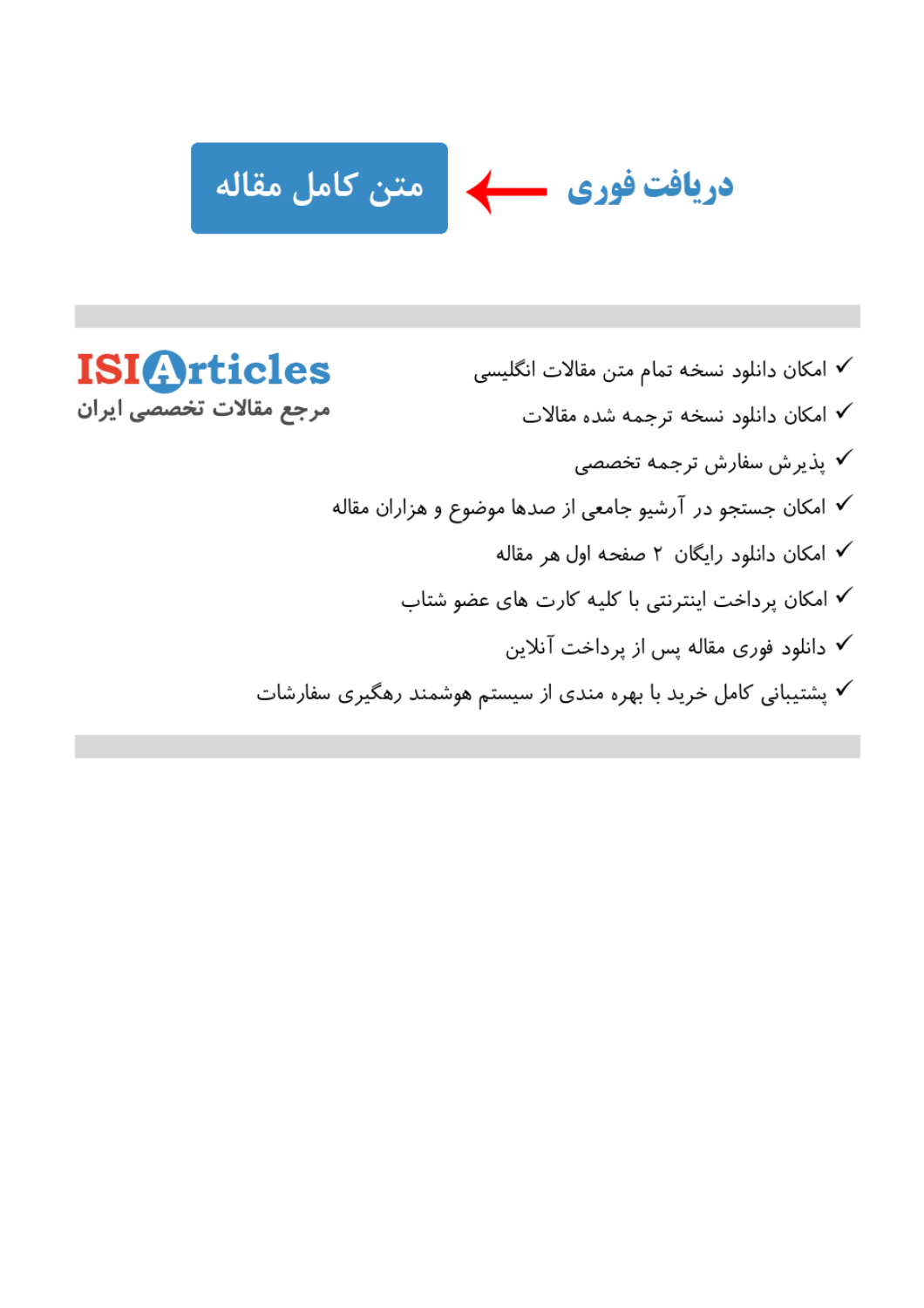دریافت فوری ← متن کامل مقاله

**ISIArticles**
مرجع مقالات تخصصی ایران

- ✓ امکان دانلود نسخه تمام متن مقالات انگلیسی
- ✓ امکان دانلود نسخه ترجمه شده مقالات
- ✓ پذیرش سفارش ترجمه تخصصی
- ✓ امکان جستجو در آرشیو جامعی از صدها موضوع و هزاران مقاله
- ✓ امکان دانلود رایگان ۲ صفحه اول هر مقاله
- ✓ امکان پرداخت اینترنتی با کلیه کارت های عضو شتاب
- ✓ دانلود فوری مقاله پس از پرداخت آنلاین
- ✓ پشتیبانی کامل خرید با بهره مندی از سیستم هوشمند رهگیری سفارشات